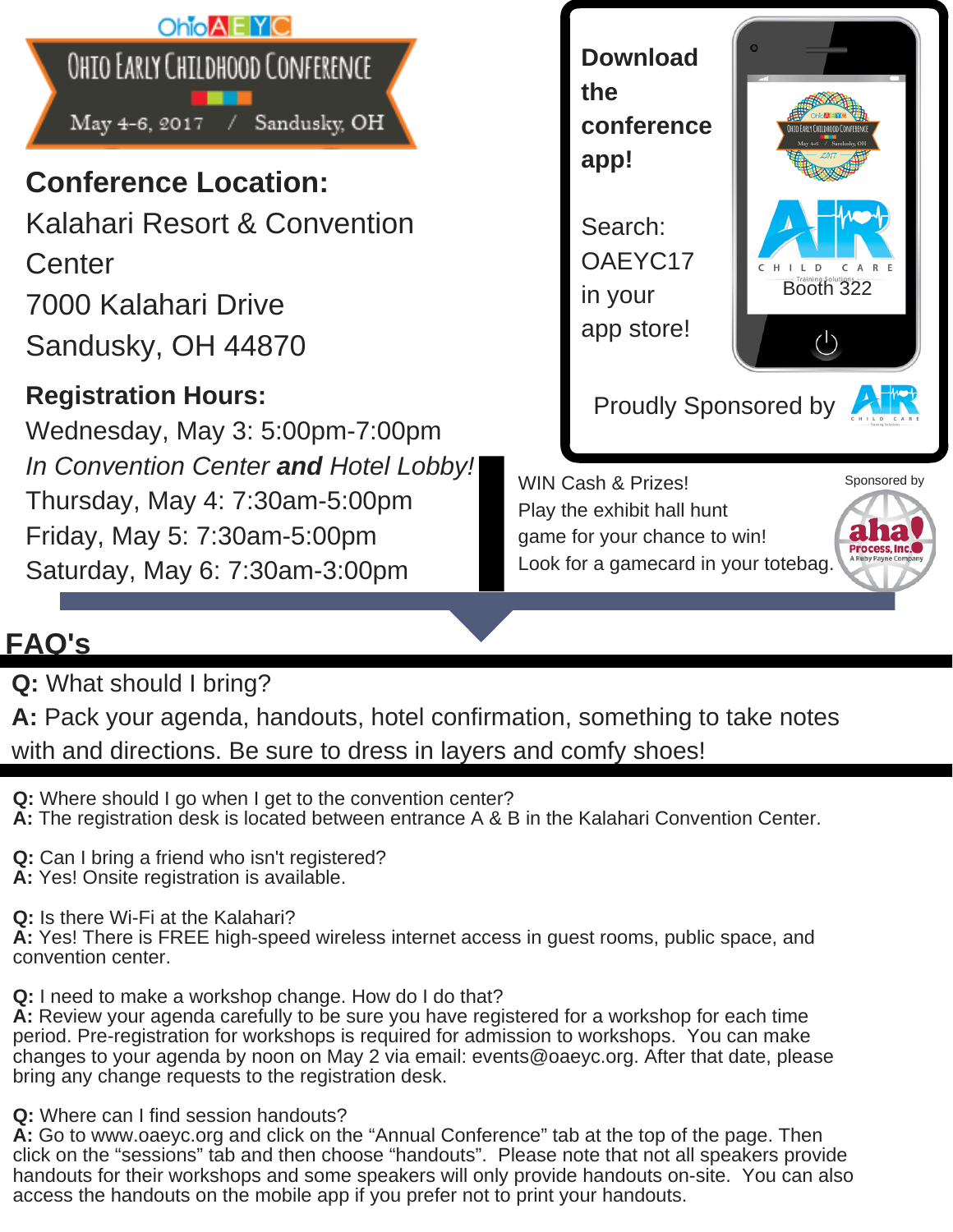OhioAEYC

# Ohio Early Childhood Conference

May 4-6, 2017 / Sandusky, OH

## Conference Location:

Kalahari Resort & Convention Center
7000 Kalahari Drive
Sandusky, OH 44870

**Registration Hours:**

Wednesday, May 3: 5:00pm-7:00pm
*In Convention Center **and** Hotel Lobby!*
Thursday, May 4: 7:30am-5:00pm
Friday, May 5: 7:30am-5:00pm
Saturday, May 6: 7:30am-3:00pm

**Download the conference app!**

Search: OAEYC17 in your app store!

AIR Child Care Training Solutions
Booth 322

Proudly Sponsored by AIR Child Care Training Solutions

WIN Cash & Prizes!
Play the exhibit hall hunt game for your chance to win!
Look for a gamecard in your totebag.

Sponsored by aha! Process, Inc. A Ruby Payne Company

## FAQ's

**Q:** What should I bring?
**A:** Pack your agenda, handouts, hotel confirmation, something to take notes with and directions. Be sure to dress in layers and comfy shoes!

**Q:** Where should I go when I get to the convention center?
**A:** The registration desk is located between entrance A & B in the Kalahari Convention Center.

**Q:** Can I bring a friend who isn't registered?
**A:** Yes! Onsite registration is available.

**Q:** Is there Wi-Fi at the Kalahari?
**A:** Yes! There is FREE high-speed wireless internet access in guest rooms, public space, and convention center.

**Q:** I need to make a workshop change. How do I do that?
**A:** Review your agenda carefully to be sure you have registered for a workshop for each time period. Pre-registration for workshops is required for admission to workshops. You can make changes to your agenda by noon on May 2 via email: events@oaeyc.org. After that date, please bring any change requests to the registration desk.

**Q:** Where can I find session handouts?
**A:** Go to www.oaeyc.org and click on the “Annual Conference” tab at the top of the page. Then click on the “sessions” tab and then choose “handouts”. Please note that not all speakers provide handouts for their workshops and some speakers will only provide handouts on-site. You can also access the handouts on the mobile app if you prefer not to print your handouts.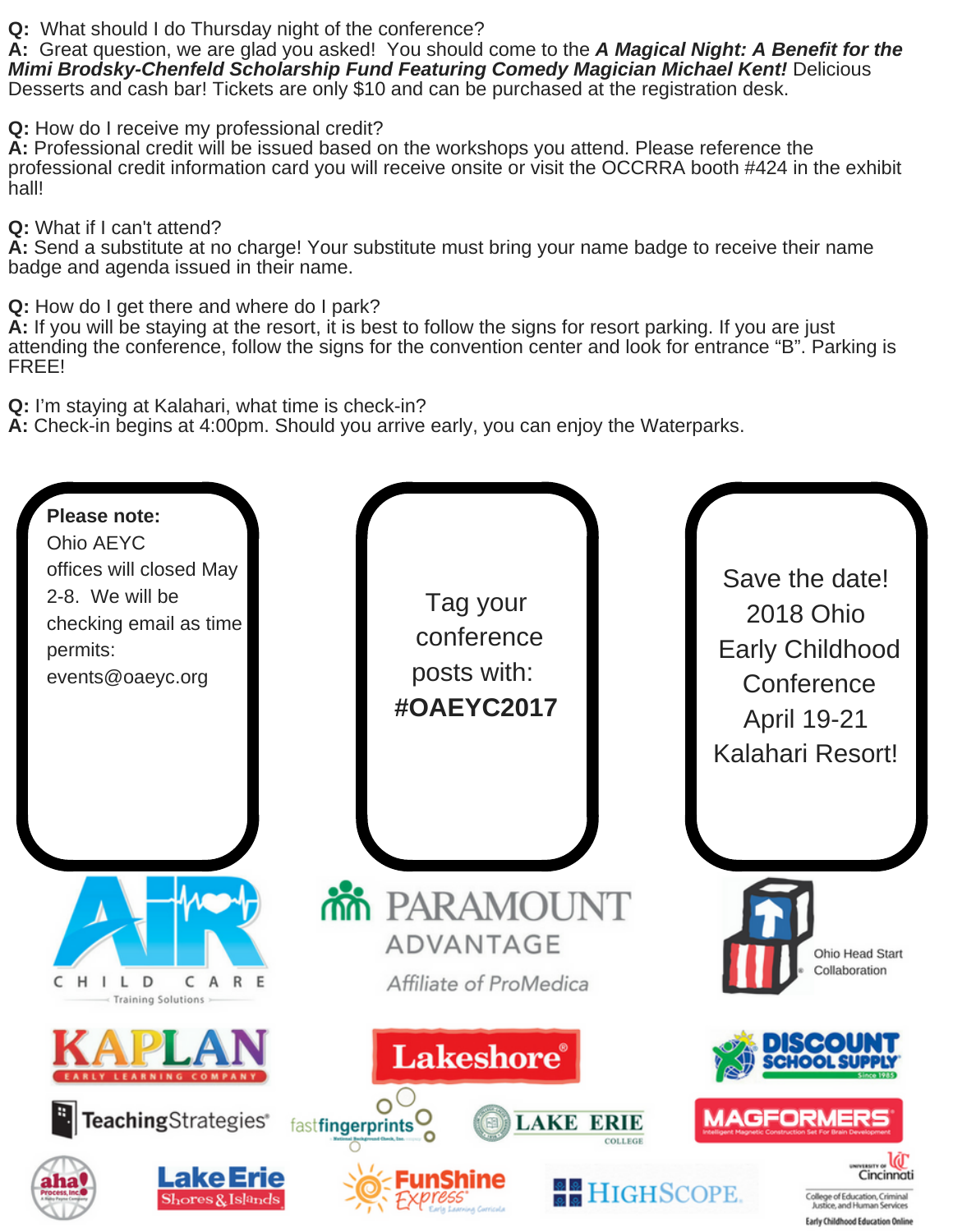**Q:** What should I do Thursday night of the conference?
**A:** Great question, we are glad you asked! You should come to the ***A Magical Night: A Benefit for the Mimi Brodsky-Chenfeld Scholarship Fund Featuring Comedy Magician Michael Kent!*** Delicious Desserts and cash bar! Tickets are only $10 and can be purchased at the registration desk.

**Q:** How do I receive my professional credit?
**A:** Professional credit will be issued based on the workshops you attend. Please reference the professional credit information card you will receive onsite or visit the OCCRRA booth #424 in the exhibit hall!

**Q:** What if I can't attend?
**A:** Send a substitute at no charge! Your substitute must bring your name badge to receive their name badge and agenda issued in their name.

**Q:** How do I get there and where do I park?
**A:** If you will be staying at the resort, it is best to follow the signs for resort parking. If you are just attending the conference, follow the signs for the convention center and look for entrance "B". Parking is FREE!

**Q:** I'm staying at Kalahari, what time is check-in?
**A:** Check-in begins at 4:00pm. Should you arrive early, you can enjoy the Waterparks.

**Please note:**
Ohio AEYC offices will closed May 2-8. We will be checking email as time permits: events@oaeyc.org

Tag your conference posts with: **#OAEYC2017**

Save the date! 2018 Ohio Early Childhood Conference April 19-21 Kalahari Resort!

AIR CHILD CARE Training Solutions

PARAMOUNT ADVANTAGE Affiliate of ProMedica

Ohio Head Start Collaboration

KAPLAN EARLY LEARNING COMPANY

Lakeshore®

DISCOUNT SCHOOL SUPPLY Since 1985

TeachingStrategies®

fastfingerprints

LAKE ERIE COLLEGE

MAGFORMERS Intelligent Magnetic Construction Set For Brain Development

aha! Process, Inc.

Lake Erie Shores & Islands

FunShine Express Early Learning Curricula

HIGHSCOPE.

University of Cincinnati College of Education, Criminal Justice, and Human Services Early Childhood Education Online